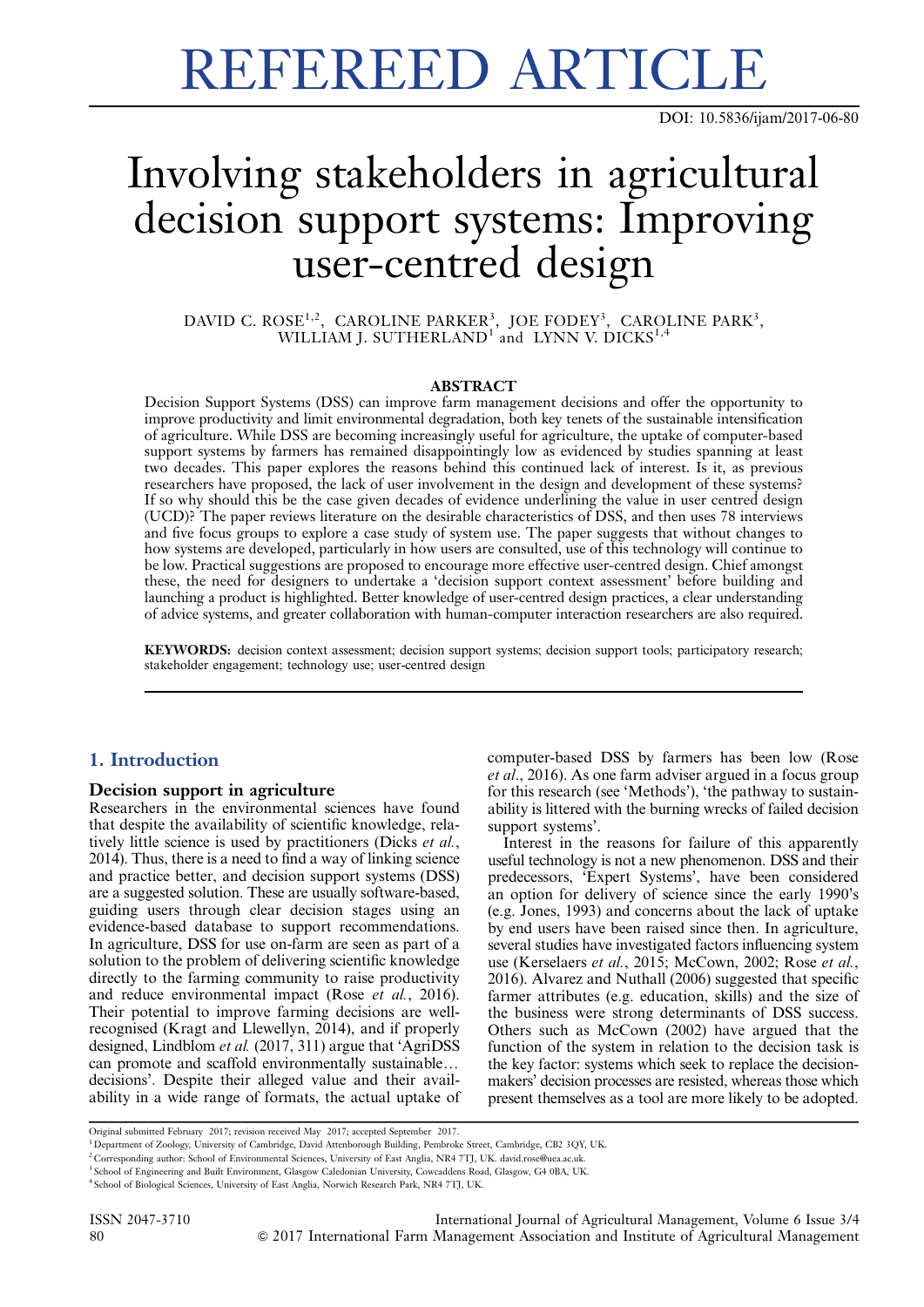REFEREED ARTICLE

DOI: 10.5836/ijam/2017-06-80

# Involving stakeholders in agricultural decision support systems: Improving user-centred design

DAVID C. ROSE[1,2], CAROLINE PARKER[3], JOE FODEY[3], CAROLINE PARK[3], WILLIAM J. SUTHERLAND[1] and LYNN V. DICKS[1,4]

### ABSTRACT

Decision Support Systems (DSS) can improve farm management decisions and offer the opportunity to improve productivity and limit environmental degradation, both key tenets of the sustainable intensification of agriculture. While DSS are becoming increasingly useful for agriculture, the uptake of computer-based support systems by farmers has remained disappointingly low as evidenced by studies spanning at least two decades. This paper explores the reasons behind this continued lack of interest. Is it, as previous researchers have proposed, the lack of user involvement in the design and development of these systems? If so why should this be the case given decades of evidence underlining the value in user centred design (UCD)? The paper reviews literature on the desirable characteristics of DSS, and then uses 78 interviews and five focus groups to explore a case study of system use. The paper suggests that without changes to how systems are developed, particularly in how users are consulted, use of this technology will continue to be low. Practical suggestions are proposed to encourage more effective user-centred design. Chief amongst these, the need for designers to undertake a 'decision support context assessment' before building and launching a product is highlighted. Better knowledge of user-centred design practices, a clear understanding of advice systems, and greater collaboration with human-computer interaction researchers are also required.

**KEYWORDS:** decision context assessment; decision support systems; decision support tools; participatory research; stakeholder engagement; technology use; user-centred design

## 1. Introduction

### Decision support in agriculture

Researchers in the environmental sciences have found that despite the availability of scientific knowledge, relatively little science is used by practitioners (Dicks *et al.*, 2014). Thus, there is a need to find a way of linking science and practice better, and decision support systems (DSS) are a suggested solution. These are usually software-based, guiding users through clear decision stages using an evidence-based database to support recommendations. In agriculture, DSS for use on-farm are seen as part of a solution to the problem of delivering scientific knowledge directly to the farming community to raise productivity and reduce environmental impact (Rose *et al.*, 2016). Their potential to improve farming decisions are well-recognised (Kragt and Llewellyn, 2014), and if properly designed, Lindblom *et al.* (2017, 311) argue that 'AgriDSS can promote and scaffold environmentally sustainable… decisions'. Despite their alleged value and their availability in a wide range of formats, the actual uptake of computer-based DSS by farmers has been low (Rose *et al.*, 2016). As one farm adviser argued in a focus group for this research (see 'Methods'), 'the pathway to sustainability is littered with the burning wrecks of failed decision support systems'.

Interest in the reasons for failure of this apparently useful technology is not a new phenomenon. DSS and their predecessors, 'Expert Systems', have been considered an option for delivery of science since the early 1990's (e.g. Jones, 1993) and concerns about the lack of uptake by end users have been raised since then. In agriculture, several studies have investigated factors influencing system use (Kerselaers *et al.*, 2015; McCown, 2002; Rose *et al.*, 2016). Alvarez and Nuthall (2006) suggested that specific farmer attributes (e.g. education, skills) and the size of the business were strong determinants of DSS success. Others such as McCown (2002) have argued that the function of the system in relation to the decision task is the key factor: systems which seek to replace the decision-makers' decision processes are resisted, whereas those which present themselves as a tool are more likely to be adopted.

Original submitted February 2017; revision received May 2017; accepted September 2017.

[1] Department of Zoology, University of Cambridge, David Attenborough Building, Pembroke Street, Cambridge, CB2 3QY, UK.

[2] Corresponding author: School of Environmental Sciences, University of East Anglia, NR4 7TJ, UK. david.rose@uea.ac.uk.

[3] School of Engineering and Built Environment, Glasgow Caledonian University, Cowcaddens Road, Glasgow, G4 0BA, UK.

[4] School of Biological Sciences, University of East Anglia, Norwich Research Park, NR4 7TJ, UK.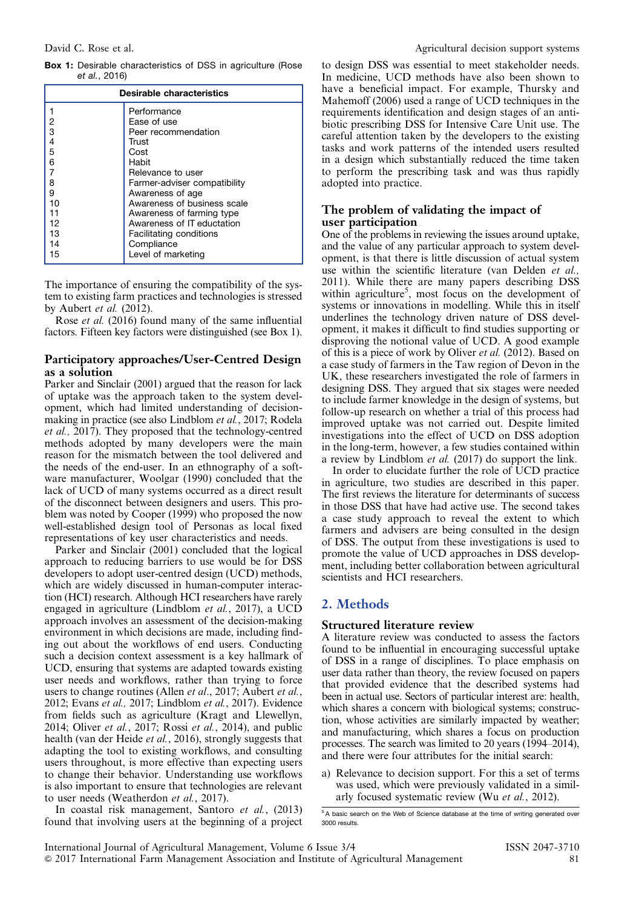**Box 1:** Desirable characteristics of DSS in agriculture (Rose *et al.*, 2016)

| | Desirable characteristics |
|---|---|
| 1 | Performance |
| 2 | Ease of use |
| 3 | Peer recommendation |
| 4 | Trust |
| 5 | Cost |
| 6 | Habit |
| 7 | Relevance to user |
| 8 | Farmer-adviser compatibility |
| 9 | Awareness of age |
| 10 | Awareness of business scale |
| 11 | Awareness of farming type |
| 12 | Awareness of IT eductation |
| 13 | Facilitating conditions |
| 14 | Compliance |
| 15 | Level of marketing |

The importance of ensuring the compatibility of the system to existing farm practices and technologies is stressed by Aubert *et al.* (2012).

Rose *et al.* (2016) found many of the same influential factors. Fifteen key factors were distinguished (see Box 1).

### Participatory approaches/User-Centred Design as a solution

Parker and Sinclair (2001) argued that the reason for lack of uptake was the approach taken to the system development, which had limited understanding of decision-making in practice (see also Lindblom *et al.*, 2017; Rodela *et al.,* 2017). They proposed that the technology-centred methods adopted by many developers were the main reason for the mismatch between the tool delivered and the needs of the end-user. In an ethnography of a software manufacturer, Woolgar (1990) concluded that the lack of UCD of many systems occurred as a direct result of the disconnect between designers and users. This problem was noted by Cooper (1999) who proposed the now well-established design tool of Personas as local fixed representations of key user characteristics and needs.

Parker and Sinclair (2001) concluded that the logical approach to reducing barriers to use would be for DSS developers to adopt user-centred design (UCD) methods, which are widely discussed in human-computer interaction (HCI) research. Although HCI researchers have rarely engaged in agriculture (Lindblom *et al.*, 2017), a UCD approach involves an assessment of the decision-making environment in which decisions are made, including finding out about the workflows of end users. Conducting such a decision context assessment is a key hallmark of UCD, ensuring that systems are adapted towards existing user needs and workflows, rather than trying to force users to change routines (Allen *et al*., 2017; Aubert *et al.*, 2012; Evans *et al.,* 2017; Lindblom *et al.*, 2017). Evidence from fields such as agriculture (Kragt and Llewellyn, 2014; Oliver *et al.*, 2017; Rossi *et al.*, 2014), and public health (van der Heide *et al.*, 2016), strongly suggests that adapting the tool to existing workflows, and consulting users throughout, is more effective than expecting users to change their behavior. Understanding use workflows is also important to ensure that technologies are relevant to user needs (Weatherdon *et al.*, 2017).

In coastal risk management, Santoro *et al.*, (2013) found that involving users at the beginning of a project to design DSS was essential to meet stakeholder needs. In medicine, UCD methods have also been shown to have a beneficial impact. For example, Thursky and Mahemoff (2006) used a range of UCD techniques in the requirements identification and design stages of an antibiotic prescribing DSS for Intensive Care Unit use. The careful attention taken by the developers to the existing tasks and work patterns of the intended users resulted in a design which substantially reduced the time taken to perform the prescribing task and was thus rapidly adopted into practice.

### The problem of validating the impact of user participation

One of the problems in reviewing the issues around uptake, and the value of any particular approach to system development, is that there is little discussion of actual system use within the scientific literature (van Delden *et al.,* 2011). While there are many papers describing DSS within agriculture[5], most focus on the development of systems or innovations in modelling. While this in itself underlines the technology driven nature of DSS development, it makes it difficult to find studies supporting or disproving the notional value of UCD. A good example of this is a piece of work by Oliver *et al.* (2012). Based on a case study of farmers in the Taw region of Devon in the UK, these researchers investigated the role of farmers in designing DSS. They argued that six stages were needed to include farmer knowledge in the design of systems, but follow-up research on whether a trial of this process had improved uptake was not carried out. Despite limited investigations into the effect of UCD on DSS adoption in the long-term, however, a few studies contained within a review by Lindblom *et al.* (2017) do support the link.

In order to elucidate further the role of UCD practice in agriculture, two studies are described in this paper. The first reviews the literature for determinants of success in those DSS that have had active use. The second takes a case study approach to reveal the extent to which farmers and advisers are being consulted in the design of DSS. The output from these investigations is used to promote the value of UCD approaches in DSS development, including better collaboration between agricultural scientists and HCI researchers.

## 2. Methods

### Structured literature review

A literature review was conducted to assess the factors found to be influential in encouraging successful uptake of DSS in a range of disciplines. To place emphasis on user data rather than theory, the review focused on papers that provided evidence that the described systems had been in actual use. Sectors of particular interest are: health, which shares a concern with biological systems; construction, whose activities are similarly impacted by weather; and manufacturing, which shares a focus on production processes. The search was limited to 20 years (1994–2014), and there were four attributes for the initial search:

a) Relevance to decision support. For this a set of terms was used, which were previously validated in a similarly focused systematic review (Wu *et al.*, 2012).

[5] A basic search on the Web of Science database at the time of writing generated over 3000 results.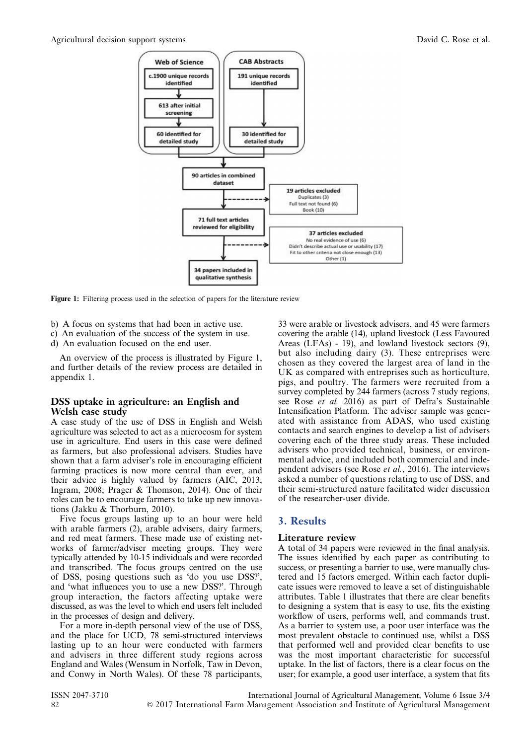Figure 1: Filtering process used in the selection of papers for the literature review

b) A focus on systems that had been in active use.
c) An evaluation of the success of the system in use.
d) An evaluation focused on the end user.

An overview of the process is illustrated by Figure 1, and further details of the review process are detailed in appendix 1.

## DSS uptake in agriculture: an English and Welsh case study

A case study of the use of DSS in English and Welsh agriculture was selected to act as a microcosm for system use in agriculture. End users in this case were defined as farmers, but also professional advisers. Studies have shown that a farm adviser's role in encouraging efficient farming practices is now more central than ever, and their advice is highly valued by farmers (AIC, 2013; Ingram, 2008; Prager & Thomson, 2014). One of their roles can be to encourage farmers to take up new innovations (Jakku & Thorburn, 2010).

Five focus groups lasting up to an hour were held with arable farmers (2), arable advisers, dairy farmers, and red meat farmers. These made use of existing networks of farmer/adviser meeting groups. They were typically attended by 10-15 individuals and were recorded and transcribed. The focus groups centred on the use of DSS, posing questions such as 'do you use DSS?', and 'what influences you to use a new DSS?'. Through group interaction, the factors affecting uptake were discussed, as was the level to which end users felt included in the processes of design and delivery.

For a more in-depth personal view of the use of DSS, and the place for UCD, 78 semi-structured interviews lasting up to an hour were conducted with farmers and advisers in three different study regions across England and Wales (Wensum in Norfolk, Taw in Devon, and Conwy in North Wales). Of these 78 participants, 33 were arable or livestock advisers, and 45 were farmers covering the arable (14), upland livestock (Less Favoured Areas (LFAs) - 19), and lowland livestock sectors (9), but also including dairy (3). These entreprises were chosen as they covered the largest area of land in the UK as compared with entreprises such as horticulture, pigs, and poultry. The farmers were recruited from a survey completed by 244 farmers (across 7 study regions, see Rose *et al.* 2016) as part of Defra's Sustainable Intensification Platform. The adviser sample was generated with assistance from ADAS, who used existing contacts and search engines to develop a list of advisers covering each of the three study areas. These included advisers who provided technical, business, or environmental advice, and included both commercial and independent advisers (see Rose *et al.*, 2016). The interviews asked a number of questions relating to use of DSS, and their semi-structured nature facilitated wider discussion of the researcher-user divide.

# 3. Results

## Literature review

A total of 34 papers were reviewed in the final analysis. The issues identified by each paper as contributing to success, or presenting a barrier to use, were manually clustered and 15 factors emerged. Within each factor duplicate issues were removed to leave a set of distinguishable attributes. Table 1 illustrates that there are clear benefits to designing a system that is easy to use, fits the existing workflow of users, performs well, and commands trust. As a barrier to system use, a poor user interface was the most prevalent obstacle to continued use, whilst a DSS that performed well and provided clear benefits to use was the most important characteristic for successful uptake. In the list of factors, there is a clear focus on the user; for example, a good user interface, a system that fits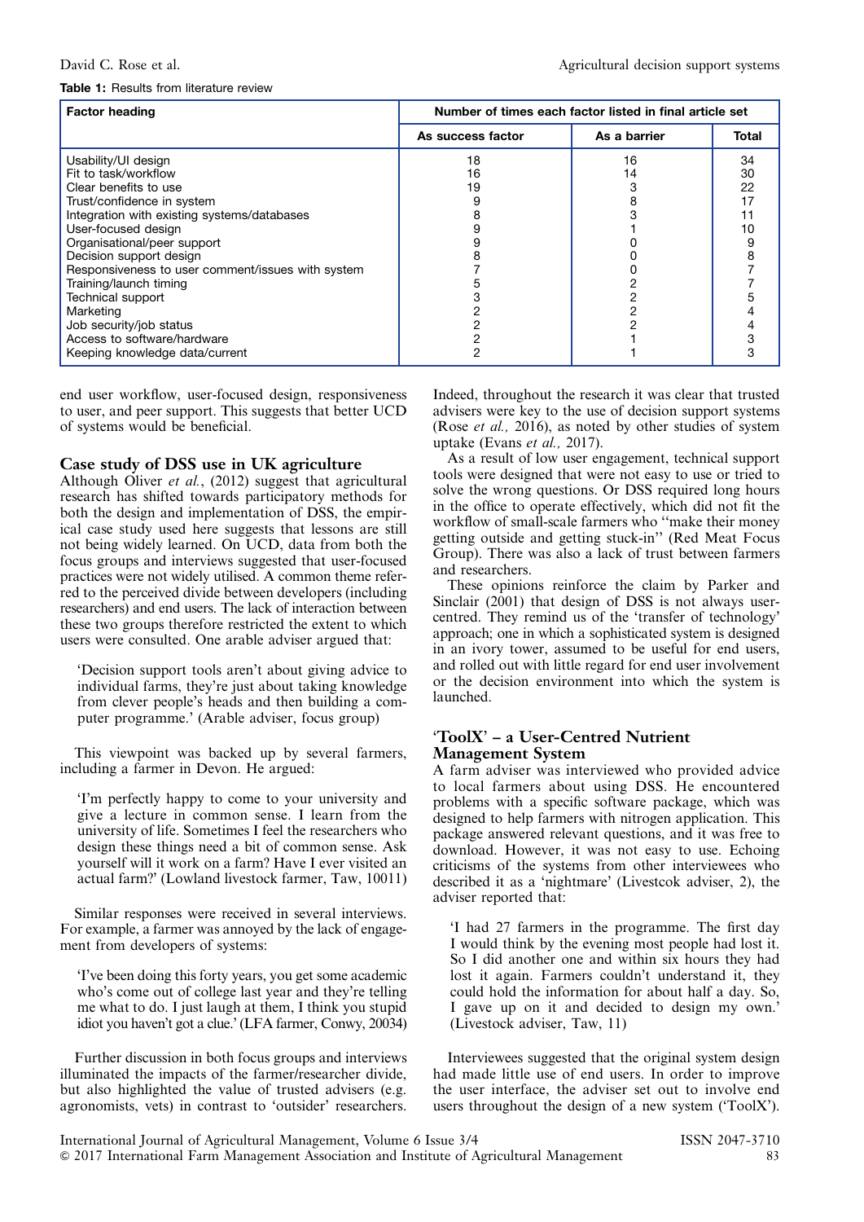**Table 1:** Results from literature review

| Factor heading | Number of times each factor listed in final article set | | |
|---|---|---|---|
| | As success factor | As a barrier | Total |
| Usability/UI design | 18 | 16 | 34 |
| Fit to task/workflow | 16 | 14 | 30 |
| Clear benefits to use | 19 | 3 | 22 |
| Trust/confidence in system | 9 | 8 | 17 |
| Integration with existing systems/databases | 8 | 3 | 11 |
| User-focused design | 9 | 1 | 10 |
| Organisational/peer support | 9 | 0 | 9 |
| Decision support design | 8 | 0 | 8 |
| Responsiveness to user comment/issues with system | 7 | 0 | 7 |
| Training/launch timing | 5 | 2 | 7 |
| Technical support | 3 | 2 | 5 |
| Marketing | 2 | 2 | 4 |
| Job security/job status | 2 | 2 | 4 |
| Access to software/hardware | 2 | 1 | 3 |
| Keeping knowledge data/current | 2 | 1 | 3 |

end user workflow, user-focused design, responsiveness to user, and peer support. This suggests that better UCD of systems would be beneficial.

## Case study of DSS use in UK agriculture

Although Oliver *et al.*, (2012) suggest that agricultural research has shifted towards participatory methods for both the design and implementation of DSS, the empirical case study used here suggests that lessons are still not being widely learned. On UCD, data from both the focus groups and interviews suggested that user-focused practices were not widely utilised. A common theme referred to the perceived divide between developers (including researchers) and end users. The lack of interaction between these two groups therefore restricted the extent to which users were consulted. One arable adviser argued that:

> 'Decision support tools aren't about giving advice to individual farms, they're just about taking knowledge from clever people's heads and then building a computer programme.' (Arable adviser, focus group)

This viewpoint was backed up by several farmers, including a farmer in Devon. He argued:

> 'I'm perfectly happy to come to your university and give a lecture in common sense. I learn from the university of life. Sometimes I feel the researchers who design these things need a bit of common sense. Ask yourself will it work on a farm? Have I ever visited an actual farm?' (Lowland livestock farmer, Taw, 10011)

Similar responses were received in several interviews. For example, a farmer was annoyed by the lack of engagement from developers of systems:

> 'I've been doing this forty years, you get some academic who's come out of college last year and they're telling me what to do. I just laugh at them, I think you stupid idiot you haven't got a clue.' (LFA farmer, Conwy, 20034)

Further discussion in both focus groups and interviews illuminated the impacts of the farmer/researcher divide, but also highlighted the value of trusted advisers (e.g. agronomists, vets) in contrast to 'outsider' researchers. Indeed, throughout the research it was clear that trusted advisers were key to the use of decision support systems (Rose *et al.,* 2016), as noted by other studies of system uptake (Evans *et al.,* 2017).

As a result of low user engagement, technical support tools were designed that were not easy to use or tried to solve the wrong questions. Or DSS required long hours in the office to operate effectively, which did not fit the workflow of small-scale farmers who ''make their money getting outside and getting stuck-in'' (Red Meat Focus Group). There was also a lack of trust between farmers and researchers.

These opinions reinforce the claim by Parker and Sinclair (2001) that design of DSS is not always user-centred. They remind us of the 'transfer of technology' approach; one in which a sophisticated system is designed in an ivory tower, assumed to be useful for end users, and rolled out with little regard for end user involvement or the decision environment into which the system is launched.

## 'ToolX' – a User-Centred Nutrient Management System

A farm adviser was interviewed who provided advice to local farmers about using DSS. He encountered problems with a specific software package, which was designed to help farmers with nitrogen application. This package answered relevant questions, and it was free to download. However, it was not easy to use. Echoing criticisms of the systems from other interviewees who described it as a 'nightmare' (Livestcok adviser, 2), the adviser reported that:

> 'I had 27 farmers in the programme. The first day I would think by the evening most people had lost it. So I did another one and within six hours they had lost it again. Farmers couldn't understand it, they could hold the information for about half a day. So, I gave up on it and decided to design my own.' (Livestock adviser, Taw, 11)

Interviewees suggested that the original system design had made little use of end users. In order to improve the user interface, the adviser set out to involve end users throughout the design of a new system ('ToolX').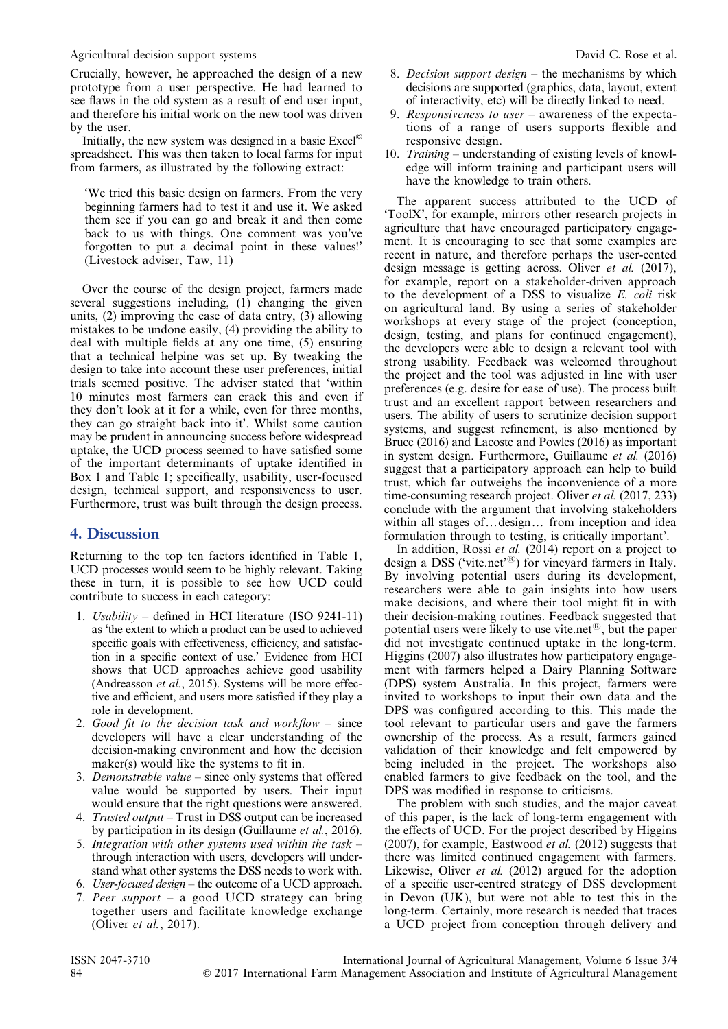Crucially, however, he approached the design of a new prototype from a user perspective. He had learned to see flaws in the old system as a result of end user input, and therefore his initial work on the new tool was driven by the user.

Initially, the new system was designed in a basic Excel© spreadsheet. This was then taken to local farms for input from farmers, as illustrated by the following extract:

> 'We tried this basic design on farmers. From the very beginning farmers had to test it and use it. We asked them see if you can go and break it and then come back to us with things. One comment was you've forgotten to put a decimal point in these values!' (Livestock adviser, Taw, 11)

Over the course of the design project, farmers made several suggestions including, (1) changing the given units, (2) improving the ease of data entry, (3) allowing mistakes to be undone easily, (4) providing the ability to deal with multiple fields at any one time, (5) ensuring that a technical helpine was set up. By tweaking the design to take into account these user preferences, initial trials seemed positive. The adviser stated that 'within 10 minutes most farmers can crack this and even if they don't look at it for a while, even for three months, they can go straight back into it'. Whilst some caution may be prudent in announcing success before widespread uptake, the UCD process seemed to have satisfied some of the important determinants of uptake identified in Box 1 and Table 1; specifically, usability, user-focused design, technical support, and responsiveness to user. Furthermore, trust was built through the design process.

## 4. Discussion

Returning to the top ten factors identified in Table 1, UCD processes would seem to be highly relevant. Taking these in turn, it is possible to see how UCD could contribute to success in each category:

1. *Usability* – defined in HCI literature (ISO 9241-11) as 'the extent to which a product can be used to achieved specific goals with effectiveness, efficiency, and satisfaction in a specific context of use.' Evidence from HCI shows that UCD approaches achieve good usability (Andreasson *et al.*, 2015). Systems will be more effective and efficient, and users more satisfied if they play a role in development.
2. *Good fit to the decision task and workflow* – since developers will have a clear understanding of the decision-making environment and how the decision maker(s) would like the systems to fit in.
3. *Demonstrable value* – since only systems that offered value would be supported by users. Their input would ensure that the right questions were answered.
4. *Trusted output* – Trust in DSS output can be increased by participation in its design (Guillaume *et al.*, 2016).
5. *Integration with other systems used within the task* – through interaction with users, developers will understand what other systems the DSS needs to work with.
6. *User-focused design* – the outcome of a UCD approach.
7. *Peer support* – a good UCD strategy can bring together users and facilitate knowledge exchange (Oliver *et al.*, 2017).
8. *Decision support design* – the mechanisms by which decisions are supported (graphics, data, layout, extent of interactivity, etc) will be directly linked to need.
9. *Responsiveness to user* – awareness of the expectations of a range of users supports flexible and responsive design.
10. *Training* – understanding of existing levels of knowledge will inform training and participant users will have the knowledge to train others.

The apparent success attributed to the UCD of 'ToolX', for example, mirrors other research projects in agriculture that have encouraged participatory engagement. It is encouraging to see that some examples are recent in nature, and therefore perhaps the user-cented design message is getting across. Oliver *et al.* (2017), for example, report on a stakeholder-driven approach to the development of a DSS to visualize *E. coli* risk on agricultural land. By using a series of stakeholder workshops at every stage of the project (conception, design, testing, and plans for continued engagement), the developers were able to design a relevant tool with strong usability. Feedback was welcomed throughout the project and the tool was adjusted in line with user preferences (e.g. desire for ease of use). The process built trust and an excellent rapport between researchers and users. The ability of users to scrutinize decision support systems, and suggest refinement, is also mentioned by Bruce (2016) and Lacoste and Powles (2016) as important in system design. Furthermore, Guillaume *et al.* (2016) suggest that a participatory approach can help to build trust, which far outweighs the inconvenience of a more time-consuming research project. Oliver *et al.* (2017, 233) conclude with the argument that involving stakeholders within all stages of…design… from inception and idea formulation through to testing, is critically important'.

In addition, Rossi *et al.* (2014) report on a project to design a DSS ('vite.net'®) for vineyard farmers in Italy. By involving potential users during its development, researchers were able to gain insights into how users make decisions, and where their tool might fit in with their decision-making routines. Feedback suggested that potential users were likely to use vite.net®, but the paper did not investigate continued uptake in the long-term. Higgins (2007) also illustrates how participatory engagement with farmers helped a Dairy Planning Software (DPS) system Australia. In this project, farmers were invited to workshops to input their own data and the DPS was configured according to this. This made the tool relevant to particular users and gave the farmers ownership of the process. As a result, farmers gained validation of their knowledge and felt empowered by being included in the project. The workshops also enabled farmers to give feedback on the tool, and the DPS was modified in response to criticisms.

The problem with such studies, and the major caveat of this paper, is the lack of long-term engagement with the effects of UCD. For the project described by Higgins (2007), for example, Eastwood *et al.* (2012) suggests that there was limited continued engagement with farmers. Likewise, Oliver *et al.* (2012) argued for the adoption of a specific user-centred strategy of DSS development in Devon (UK), but were not able to test this in the long-term. Certainly, more research is needed that traces a UCD project from conception through delivery and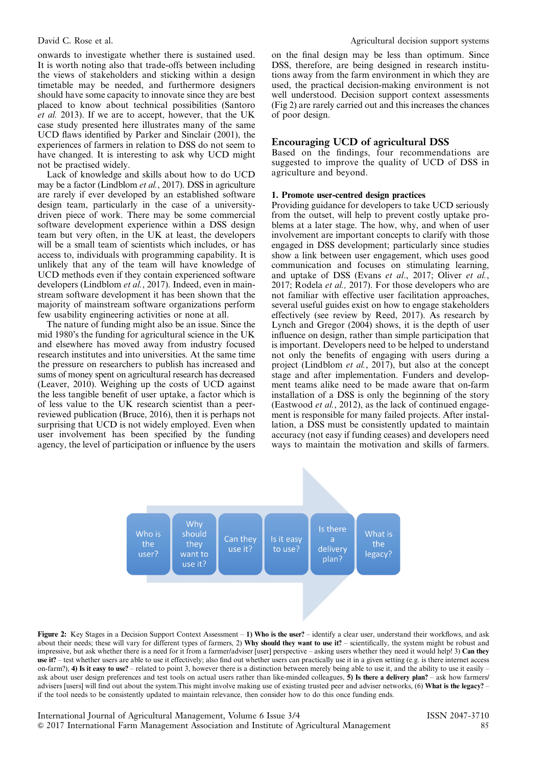onwards to investigate whether there is sustained used. It is worth noting also that trade-offs between including the views of stakeholders and sticking within a design timetable may be needed, and furthermore designers should have some capacity to innovate since they are best placed to know about technical possibilities (Santoro *et al.* 2013). If we are to accept, however, that the UK case study presented here illustrates many of the same UCD flaws identified by Parker and Sinclair (2001), the experiences of farmers in relation to DSS do not seem to have changed. It is interesting to ask why UCD might not be practised widely.

Lack of knowledge and skills about how to do UCD may be a factor (Lindblom *et al.*, 2017). DSS in agriculture are rarely if ever developed by an established software design team, particularly in the case of a university-driven piece of work. There may be some commercial software development experience within a DSS design team but very often, in the UK at least, the developers will be a small team of scientists which includes, or has access to, individuals with programming capability. It is unlikely that any of the team will have knowledge of UCD methods even if they contain experienced software developers (Lindblom *et al.*, 2017). Indeed, even in mainstream software development it has been shown that the majority of mainstream software organizations perform few usability engineering activities or none at all.

The nature of funding might also be an issue. Since the mid 1980's the funding for agricultural science in the UK and elsewhere has moved away from industry focused research institutes and into universities. At the same time the pressure on researchers to publish has increased and sums of money spent on agricultural research has decreased (Leaver, 2010). Weighing up the costs of UCD against the less tangible benefit of user uptake, a factor which is of less value to the UK research scientist than a peer-reviewed publication (Bruce, 2016), then it is perhaps not surprising that UCD is not widely employed. Even when user involvement has been specified by the funding agency, the level of participation or influence by the users on the final design may be less than optimum. Since DSS, therefore, are being designed in research institutions away from the farm environment in which they are used, the practical decision-making environment is not well understood. Decision support context assessments (Fig 2) are rarely carried out and this increases the chances of poor design.

## Encouraging UCD of agricultural DSS

Based on the findings, four recommendations are suggested to improve the quality of UCD of DSS in agriculture and beyond.

### 1. Promote user-centred design practices

Providing guidance for developers to take UCD seriously from the outset, will help to prevent costly uptake problems at a later stage. The how, why, and when of user involvement are important concepts to clarify with those engaged in DSS development; particularly since studies show a link between user engagement, which uses good communication and focuses on stimulating learning, and uptake of DSS (Evans *et al.*, 2017; Oliver *et al.*, 2017; Rodela *et al.*, 2017). For those developers who are not familiar with effective user facilitation approaches, several useful guides exist on how to engage stakeholders effectively (see review by Reed, 2017). As research by Lynch and Gregor (2004) shows, it is the depth of user influence on design, rather than simple participation that is important. Developers need to be helped to understand not only the benefits of engaging with users during a project (Lindblom *et al.*, 2017), but also at the concept stage and after implementation. Funders and development teams alike need to be made aware that on-farm installation of a DSS is only the beginning of the story (Eastwood *et al.*, 2012), as the lack of continued engagement is responsible for many failed projects. After installation, a DSS must be consistently updated to maintain accuracy (not easy if funding ceases) and developers need ways to maintain the motivation and skills of farmers.

Who is the user? → Why should they want to use it? → Can they use it? → Is it easy to use? → Is there a delivery plan? → What is the legacy?

**Figure 2:** Key Stages in a Decision Support Context Assessment – **1) Who is the user?** – identify a clear user, understand their workflows, and ask about their needs; these will vary for different types of farmers, 2) **Why should they want to use it?** – scientifically, the system might be robust and impressive, but ask whether there is a need for it from a farmer/adviser [user] perspective – asking users whether they need it would help! 3) **Can they use it?** – test whether users are able to use it effectively; also find out whether users can practically use it in a given setting (e.g. is there internet access on-farm?), **4) Is it easy to use?** – related to point 3, however there is a distinction between merely being able to use it, and the ability to use it easily – ask about user design preferences and test tools on actual users rather than like-minded colleagues, **5) Is there a delivery plan?** – ask how farmers/advisers [users] will find out about the system.This might involve making use of existing trusted peer and adviser networks, (6) **What is the legacy?** – if the tool needs to be consistently updated to maintain relevance, then consider how to do this once funding ends.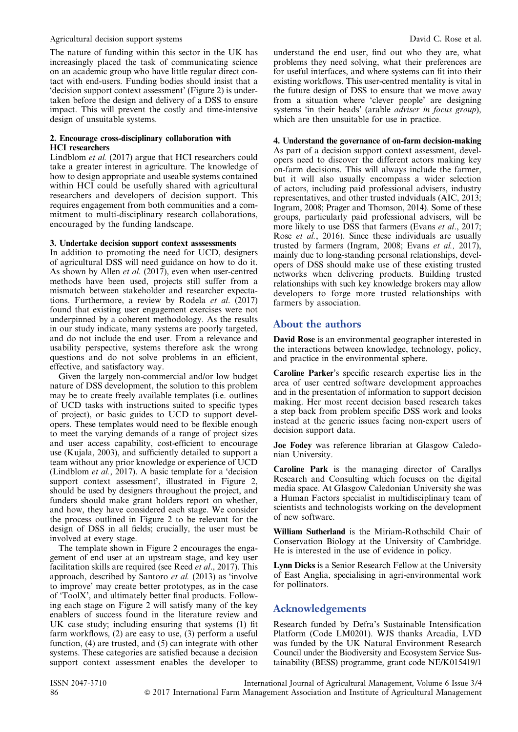The nature of funding within this sector in the UK has increasingly placed the task of communicating science on an academic group who have little regular direct contact with end-users. Funding bodies should insist that a 'decision support context assessment' (Figure 2) is undertaken before the design and delivery of a DSS to ensure impact. This will prevent the costly and time-intensive design of unsuitable systems.

**2. Encourage cross-disciplinary collaboration with HCI researchers**

Lindblom *et al.* (2017) argue that HCI researchers could take a greater interest in agriculture. The knowledge of how to design appropriate and useable systems contained within HCI could be usefully shared with agricultural researchers and developers of decision support. This requires engagement from both communities and a commitment to multi-disciplinary research collaborations, encouraged by the funding landscape.

**3. Undertake decision support context asssessments**

In addition to promoting the need for UCD, designers of agricultural DSS will need guidance on how to do it. As shown by Allen *et al.* (2017), even when user-centred methods have been used, projects still suffer from a mismatch between stakeholder and researcher expectations. Furthermore, a review by Rodela *et al.* (2017) found that existing user engagement exercises were not underpinned by a coherent methodology. As the results in our study indicate, many systems are poorly targeted, and do not include the end user. From a relevance and usability perspective, systems therefore ask the wrong questions and do not solve problems in an efficient, effective, and satisfactory way.

Given the largely non-commercial and/or low budget nature of DSS development, the solution to this problem may be to create freely available templates (i.e. outlines of UCD tasks with instructions suited to specific types of project), or basic guides to UCD to support developers. These templates would need to be flexible enough to meet the varying demands of a range of project sizes and user access capability, cost-efficient to encourage use (Kujala, 2003), and sufficiently detailed to support a team without any prior knowledge or experience of UCD (Lindblom *et al.*, 2017). A basic template for a 'decision support context assessment', illustrated in Figure 2, should be used by designers throughout the project, and funders should make grant holders report on whether, and how, they have considered each stage. We consider the process outlined in Figure 2 to be relevant for the design of DSS in all fields; crucially, the user must be involved at every stage.

The template shown in Figure 2 encourages the engagement of end user at an upstream stage, and key user facilitation skills are required (see Reed *et al*., 2017). This approach, described by Santoro *et al.* (2013) as 'involve to improve' may create better prototypes, as in the case of 'ToolX', and ultimately better final products. Following each stage on Figure 2 will satisfy many of the key enablers of success found in the literature review and UK case study; including ensuring that systems (1) fit farm workflows, (2) are easy to use, (3) perform a useful function, (4) are trusted, and (5) can integrate with other systems. These categories are satisfied because a decision support context assessment enables the developer to understand the end user, find out who they are, what problems they need solving, what their preferences are for useful interfaces, and where systems can fit into their existing workflows. This user-centred mentality is vital in the future design of DSS to ensure that we move away from a situation where 'clever people' are designing systems 'in their heads' (arable *adviser in focus group*), which are then unsuitable for use in practice.

**4. Understand the governance of on-farm decision-making**

As part of a decision support context assessment, developers need to discover the different actors making key on-farm decisions. This will always include the farmer, but it will also usually encompass a wider selection of actors, including paid professional advisers, industry representatives, and other trusted indviduals (AIC, 2013; Ingram, 2008; Prager and Thomson, 2014). Some of these groups, particularly paid professional advisers, will be more likely to use DSS that farmers (Evans *et al*., 2017; Rose *et al.*, 2016). Since these individuals are usually trusted by farmers (Ingram, 2008; Evans *et al.,* 2017), mainly due to long-standing personal relationships, developers of DSS should make use of these existing trusted networks when delivering products. Building trusted relationships with such key knowledge brokers may allow developers to forge more trusted relationships with farmers by association.

## About the authors

**David Rose** is an environmental geographer interested in the interactions between knowledge, technology, policy, and practice in the environmental sphere.

**Caroline Parker**'s specific research expertise lies in the area of user centred software development approaches and in the presentation of information to support decision making. Her most recent decision based research takes a step back from problem specific DSS work and looks instead at the generic issues facing non-expert users of decision support data.

**Joe Fodey** was reference librarian at Glasgow Caledonian University.

**Caroline Park** is the managing director of Carallys Research and Consulting which focuses on the digital media space. At Glasgow Caledonian University she was a Human Factors specialist in multidisciplinary team of scientists and technologists working on the development of new software.

**William Sutherland** is the Miriam-Rothschild Chair of Conservation Biology at the University of Cambridge. He is interested in the use of evidence in policy.

**Lynn Dicks** is a Senior Research Fellow at the University of East Anglia, specialising in agri-environmental work for pollinators.

## Acknowledgements

Research funded by Defra's Sustainable Intensification Platform (Code LM0201). WJS thanks Arcadia, LVD was funded by the UK Natural Environment Research Council under the Biodiversity and Ecosystem Service Sustainability (BESS) programme, grant code NE/K015419/1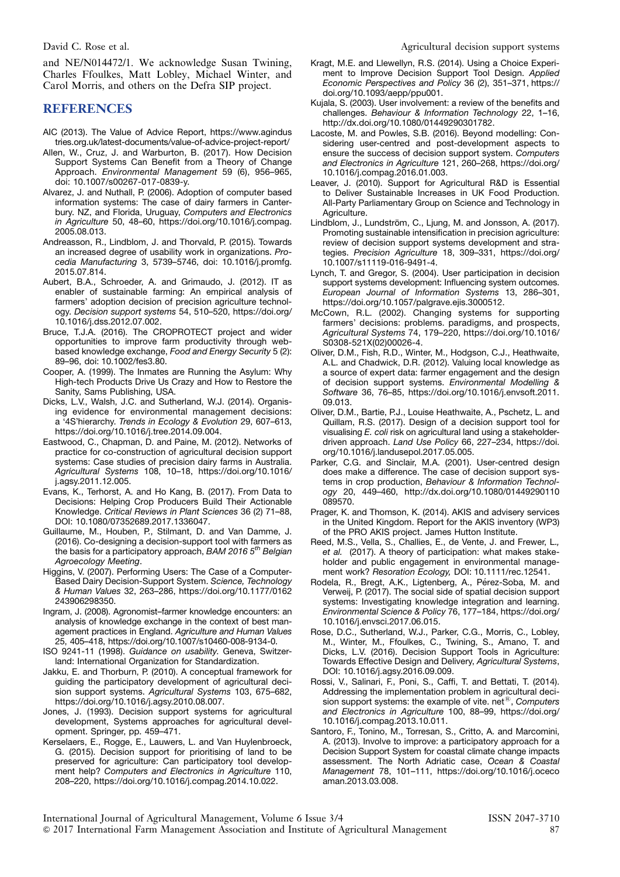and NE/N014472/1. We acknowledge Susan Twining, Charles Ffoulkes, Matt Lobley, Michael Winter, and Carol Morris, and others on the Defra SIP project.

## REFERENCES

AIC (2013). The Value of Advice Report, https://www.agindustries.org.uk/latest-documents/value-of-advice-project-report/

Allen, W., Cruz, J. and Warburton, B. (2017). How Decision Support Systems Can Benefit from a Theory of Change Approach. *Environmental Management* 59 (6), 956–965, doi: 10.1007/s00267-017-0839-y.

Alvarez, J. and Nuthall, P. (2006). Adoption of computer based information systems: The case of dairy farmers in Canterbury. NZ, and Florida, Uruguay, *Computers and Electronics in Agriculture* 50, 48–60, https://doi.org/10.1016/j.compag.2005.08.013.

Andreasson, R., Lindblom, J. and Thorvald, P. (2015). Towards an increased degree of usability work in organizations. *Procedia Manufacturing* 3, 5739–5746, doi: 10.1016/j.promfg.2015.07.814.

Aubert, B.A., Schroeder, A. and Grimaudo, J. (2012). IT as enabler of sustainable farming: An empirical analysis of farmers' adoption decision of precision agriculture technology. *Decision support systems* 54, 510–520, https://doi.org/10.1016/j.dss.2012.07.002.

Bruce, T.J.A. (2016). The CROPROTECT project and wider opportunities to improve farm productivity through web-based knowledge exchange, *Food and Energy Security* 5 (2): 89–96, doi: 10.1002/fes3.80.

Cooper, A. (1999). The Inmates are Running the Asylum: Why High-tech Products Drive Us Crazy and How to Restore the Sanity, Sams Publishing, USA.

Dicks, L.V., Walsh, J.C. and Sutherland, W.J. (2014). Organising evidence for environmental management decisions: a '4S'hierarchy. *Trends in Ecology & Evolution* 29, 607–613, https://doi.org/10.1016/j.tree.2014.09.004.

Eastwood, C., Chapman, D. and Paine, M. (2012). Networks of practice for co-construction of agricultural decision support systems: Case studies of precision dairy farms in Australia. *Agricultural Systems* 108, 10–18, https://doi.org/10.1016/j.agsy.2011.12.005.

Evans, K., Terhorst, A. and Ho Kang, B. (2017). From Data to Decisions: Helping Crop Producers Build Their Actionable Knowledge. *Critical Reviews in Plant Sciences* 36 (2) 71–88, DOI: 10.1080/07352689.2017.1336047.

Guillaume, M., Houben, P., Stilmant, D. and Van Damme, J. (2016). Co-designing a decision-support tool with farmers as the basis for a participatory approach, *BAM 2016 5th Belgian Agroecology Meeting*.

Higgins, V. (2007). Performing Users: The Case of a Computer-Based Dairy Decision-Support System. *Science, Technology & Human Values* 32, 263–286, https://doi.org/10.1177/0162243906298350.

Ingram, J. (2008). Agronomist–farmer knowledge encounters: an analysis of knowledge exchange in the context of best management practices in England. *Agriculture and Human Values* 25, 405–418, https://doi.org/10.1007/s10460-008-9134-0.

ISO 9241-11 (1998). *Guidance on usability*. Geneva, Switzerland: International Organization for Standardization.

Jakku, E. and Thorburn, P. (2010). A conceptual framework for guiding the participatory development of agricultural decision support systems. *Agricultural Systems* 103, 675–682, https://doi.org/10.1016/j.agsy.2010.08.007.

Jones, J. (1993). Decision support systems for agricultural development, Systems approaches for agricultural development. Springer, pp. 459–471.

Kerselaers, E., Rogge, E., Lauwers, L. and Van Huylenbroeck, G. (2015). Decision support for prioritising of land to be preserved for agriculture: Can participatory tool development help? *Computers and Electronics in Agriculture* 110, 208–220, https://doi.org/10.1016/j.compag.2014.10.022.

Kragt, M.E. and Llewellyn, R.S. (2014). Using a Choice Experiment to Improve Decision Support Tool Design. *Applied Economic Perspectives and Policy* 36 (2), 351–371, https://doi.org/10.1093/aepp/ppu001.

Kujala, S. (2003). User involvement: a review of the benefits and challenges. *Behaviour & Information Technology* 22, 1–16, http://dx.doi.org/10.1080/01449290301782.

Lacoste, M. and Powles, S.B. (2016). Beyond modelling: Considering user-centred and post-development aspects to ensure the success of decision support system. *Computers and Electronics in Agriculture* 121, 260–268, https://doi.org/10.1016/j.compag.2016.01.003.

Leaver, J. (2010). Support for Agricultural R&D is Essential to Deliver Sustainable Increases in UK Food Production. All-Party Parliamentary Group on Science and Technology in Agriculture.

Lindblom, J., Lundström, C., Ljung, M. and Jonsson, A. (2017). Promoting sustainable intensification in precision agriculture: review of decision support systems development and strategies. *Precision Agriculture* 18, 309–331, https://doi.org/10.1007/s11119-016-9491-4.

Lynch, T. and Gregor, S. (2004). User participation in decision support systems development: Influencing system outcomes. *European Journal of Information Systems* 13, 286–301, https://doi.org/10.1057/palgrave.ejis.3000512.

McCown, R.L. (2002). Changing systems for supporting farmers' decisions: problems. paradigms, and prospects, *Agricultural Systems* 74, 179–220, https://doi.org/10.1016/S0308-521X(02)00026-4.

Oliver, D.M., Fish, R.D., Winter, M., Hodgson, C.J., Heathwaite, A.L. and Chadwick, D.R. (2012). Valuing local knowledge as a source of expert data: farmer engagement and the design of decision support systems. *Environmental Modelling & Software* 36, 76–85, https://doi.org/10.1016/j.envsoft.2011.09.013.

Oliver, D.M., Bartie, P.J., Louise Heathwaite, A., Pschetz, L. and Quillam, R.S. (2017). Design of a decision support tool for visualising *E. coli* risk on agricultural land using a stakeholder-driven approach. *Land Use Policy* 66, 227–234, https://doi.org/10.1016/j.landusepol.2017.05.005.

Parker, C.G. and Sinclair, M.A. (2001). User-centred design does make a difference. The case of decision support systems in crop production, *Behaviour & Information Technology* 20, 449–460, http://dx.doi.org/10.1080/01449290110089570.

Prager, K. and Thomson, K. (2014). AKIS and advisery services in the United Kingdom. Report for the AKIS inventory (WP3) of the PRO AKIS project. James Hutton Institute.

Reed, M.S., Vella, S., Challies, E., de Vente, J. and Frewer, L., *et al.* (2017). A theory of participation: what makes stakeholder and public engagement in environmental management work? *Resoration Ecology,* DOI: 10.1111/rec.12541.

Rodela, R., Bregt, A.K., Ligtenberg, A., Pérez-Soba, M. and Verweij, P. (2017). The social side of spatial decision support systems: Investigating knowledge integration and learning. *Environmental Science & Policy* 76, 177–184, https://doi.org/10.1016/j.envsci.2017.06.015.

Rose, D.C., Sutherland, W.J., Parker, C.G., Morris, C., Lobley, M., Winter, M., Ffoulkes, C., Twining, S., Amano, T. and Dicks, L.V. (2016). Decision Support Tools in Agriculture: Towards Effective Design and Delivery, *Agricultural Systems*, DOI: 10.1016/j.agsy.2016.09.009.

Rossi, V., Salinari, F., Poni, S., Caffi, T. and Bettati, T. (2014). Addressing the implementation problem in agricultural decision support systems: the example of vite. net®, *Computers and Electronics in Agriculture* 100, 88–99, https://doi.org/10.1016/j.compag.2013.10.011.

Santoro, F., Tonino, M., Torresan, S., Critto, A. and Marcomini, A. (2013). Involve to improve: a participatory approach for a Decision Support System for coastal climate change impacts assessment. The North Adriatic case, *Ocean & Coastal Management* 78, 101–111, https://doi.org/10.1016/j.ocecoaman.2013.03.008.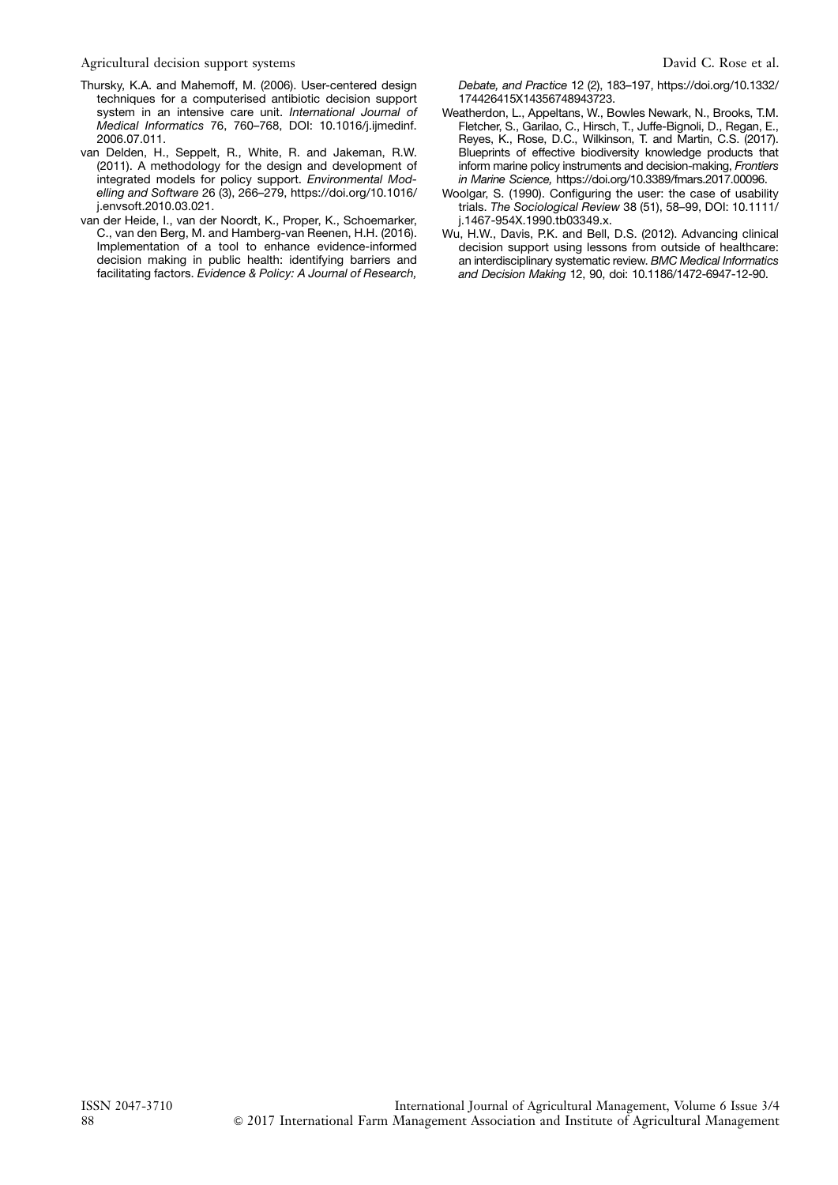Thursky, K.A. and Mahemoff, M. (2006). User-centered design techniques for a computerised antibiotic decision support system in an intensive care unit. *International Journal of Medical Informatics* 76, 760–768, DOI: 10.1016/j.ijmedinf.2006.07.011.

van Delden, H., Seppelt, R., White, R. and Jakeman, R.W. (2011). A methodology for the design and development of integrated models for policy support. *Environmental Modelling and Software* 26 (3), 266–279, https://doi.org/10.1016/j.envsoft.2010.03.021.

van der Heide, I., van der Noordt, K., Proper, K., Schoemarker, C., van den Berg, M. and Hamberg-van Reenen, H.H. (2016). Implementation of a tool to enhance evidence-informed decision making in public health: identifying barriers and facilitating factors. *Evidence & Policy: A Journal of Research, Debate, and Practice* 12 (2), 183–197, https://doi.org/10.1332/174426415X14356748943723.

Weatherdon, L., Appeltans, W., Bowles Newark, N., Brooks, T.M. Fletcher, S., Garilao, C., Hirsch, T., Juffe-Bignoli, D., Regan, E., Reyes, K., Rose, D.C., Wilkinson, T. and Martin, C.S. (2017). Blueprints of effective biodiversity knowledge products that inform marine policy instruments and decision-making, *Frontiers in Marine Science,* https://doi.org/10.3389/fmars.2017.00096.

Woolgar, S. (1990). Configuring the user: the case of usability trials. *The Sociological Review* 38 (51), 58–99, DOI: 10.1111/j.1467-954X.1990.tb03349.x.

Wu, H.W., Davis, P.K. and Bell, D.S. (2012). Advancing clinical decision support using lessons from outside of healthcare: an interdisciplinary systematic review. *BMC Medical Informatics and Decision Making* 12, 90, doi: 10.1186/1472-6947-12-90.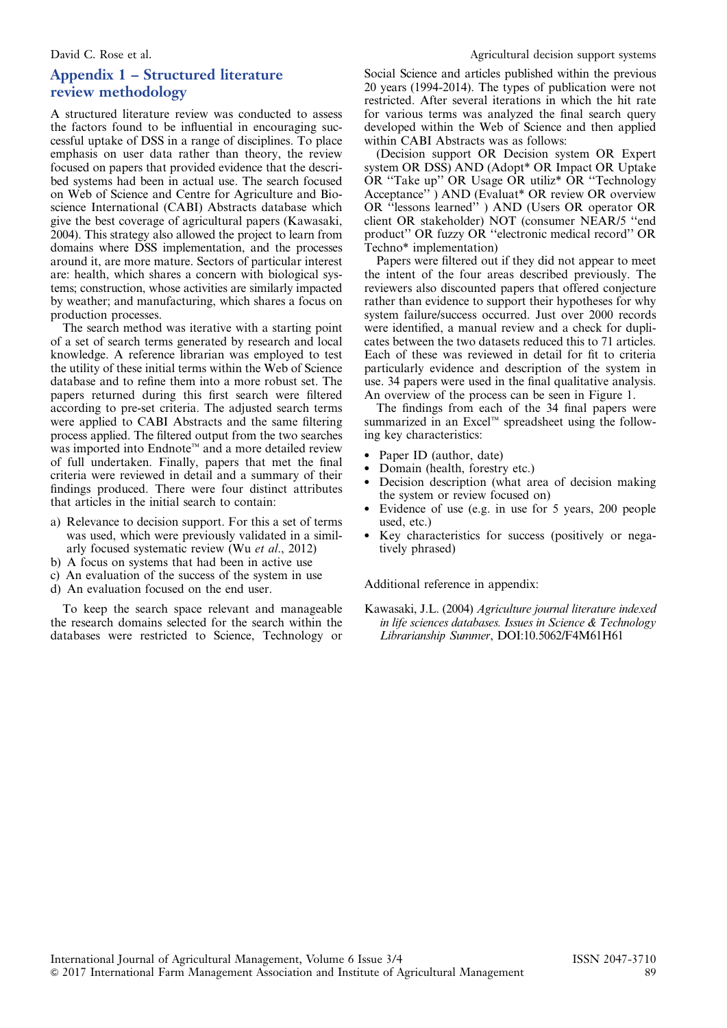## Appendix 1 – Structured literature review methodology

A structured literature review was conducted to assess the factors found to be influential in encouraging successful uptake of DSS in a range of disciplines. To place emphasis on user data rather than theory, the review focused on papers that provided evidence that the described systems had been in actual use. The search focused on Web of Science and Centre for Agriculture and Bioscience International (CABI) Abstracts database which give the best coverage of agricultural papers (Kawasaki, 2004). This strategy also allowed the project to learn from domains where DSS implementation, and the processes around it, are more mature. Sectors of particular interest are: health, which shares a concern with biological systems; construction, whose activities are similarly impacted by weather; and manufacturing, which shares a focus on production processes.

The search method was iterative with a starting point of a set of search terms generated by research and local knowledge. A reference librarian was employed to test the utility of these initial terms within the Web of Science database and to refine them into a more robust set. The papers returned during this first search were filtered according to pre-set criteria. The adjusted search terms were applied to CABI Abstracts and the same filtering process applied. The filtered output from the two searches was imported into Endnote™ and a more detailed review of full undertaken. Finally, papers that met the final criteria were reviewed in detail and a summary of their findings produced. There were four distinct attributes that articles in the initial search to contain:

a) Relevance to decision support. For this a set of terms was used, which were previously validated in a similarly focused systematic review (Wu *et al*., 2012)
b) A focus on systems that had been in active use
c) An evaluation of the success of the system in use
d) An evaluation focused on the end user.

To keep the search space relevant and manageable the research domains selected for the search within the databases were restricted to Science, Technology or Social Science and articles published within the previous 20 years (1994-2014). The types of publication were not restricted. After several iterations in which the hit rate for various terms was analyzed the final search query developed within the Web of Science and then applied within CABI Abstracts was as follows:

(Decision support OR Decision system OR Expert system OR DSS) AND (Adopt* OR Impact OR Uptake OR ''Take up'' OR Usage OR utiliz* OR ''Technology Acceptance'' ) AND (Evaluat* OR review OR overview OR ''lessons learned'' ) AND (Users OR operator OR client OR stakeholder) NOT (consumer NEAR/5 ''end product'' OR fuzzy OR ''electronic medical record'' OR Techno* implementation)

Papers were filtered out if they did not appear to meet the intent of the four areas described previously. The reviewers also discounted papers that offered conjecture rather than evidence to support their hypotheses for why system failure/success occurred. Just over 2000 records were identified, a manual review and a check for duplicates between the two datasets reduced this to 71 articles. Each of these was reviewed in detail for fit to criteria particularly evidence and description of the system in use. 34 papers were used in the final qualitative analysis. An overview of the process can be seen in Figure 1.

The findings from each of the 34 final papers were summarized in an Excel™ spreadsheet using the following key characteristics:

- Paper ID (author, date)
- Domain (health, forestry etc.)
- Decision description (what area of decision making the system or review focused on)
- Evidence of use (e.g. in use for 5 years, 200 people used, etc.)
- Key characteristics for success (positively or negatively phrased)

Additional reference in appendix:

Kawasaki, J.L. (2004) *Agriculture journal literature indexed in life sciences databases. Issues in Science & Technology Librarianship Summer*, DOI:10.5062/F4M61H61